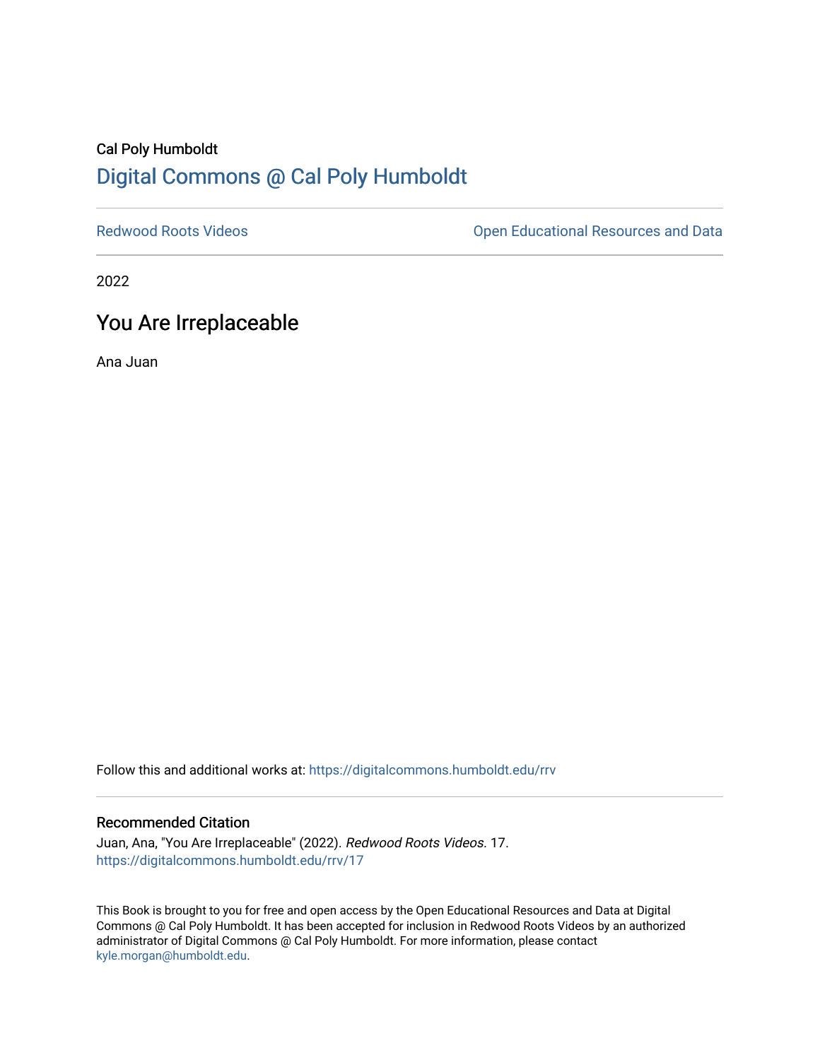Cal Poly Humboldt

# Digital Commons @ Cal Poly Humboldt

Redwood Roots Videos | Open Educational Resources and Data

2022

## You Are Irreplaceable

Ana Juan

Follow this and additional works at: https://digitalcommons.humboldt.edu/rrv

### Recommended Citation

Juan, Ana, "You Are Irreplaceable" (2022). *Redwood Roots Videos*. 17.
https://digitalcommons.humboldt.edu/rrv/17

This Book is brought to you for free and open access by the Open Educational Resources and Data at Digital Commons @ Cal Poly Humboldt. It has been accepted for inclusion in Redwood Roots Videos by an authorized administrator of Digital Commons @ Cal Poly Humboldt. For more information, please contact kyle.morgan@humboldt.edu.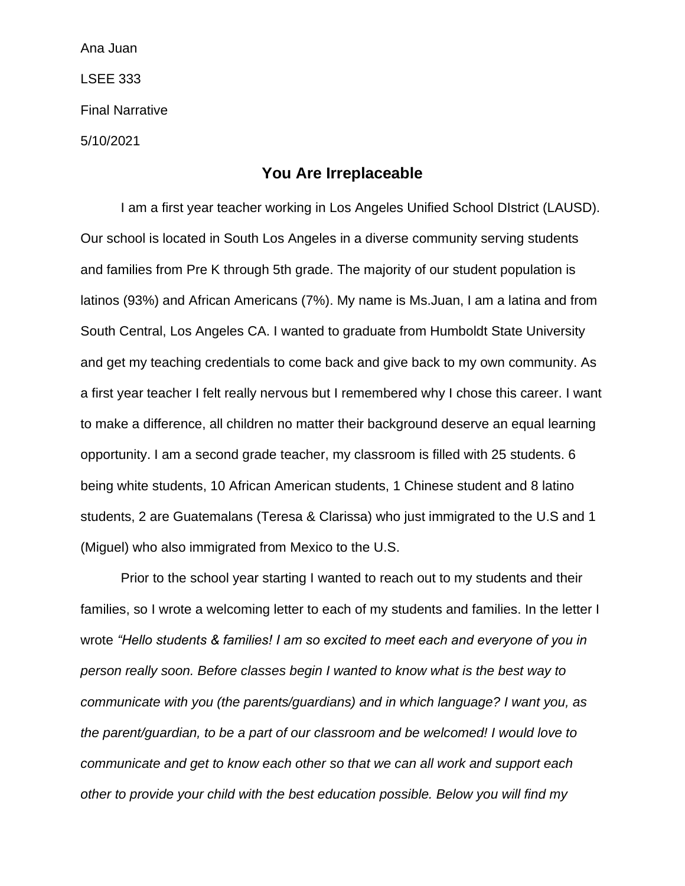Ana Juan

LSEE 333

Final Narrative

5/10/2021

# You Are Irreplaceable

I am a first year teacher working in Los Angeles Unified School DIstrict (LAUSD). Our school is located in South Los Angeles in a diverse community serving students and families from Pre K through 5th grade. The majority of our student population is latinos (93%) and African Americans (7%). My name is Ms.Juan, I am a latina and from South Central, Los Angeles CA. I wanted to graduate from Humboldt State University and get my teaching credentials to come back and give back to my own community. As a first year teacher I felt really nervous but I remembered why I chose this career. I want to make a difference, all children no matter their background deserve an equal learning opportunity. I am a second grade teacher, my classroom is filled with 25 students. 6 being white students, 10 African American students, 1 Chinese student and 8 latino students, 2 are Guatemalans (Teresa & Clarissa) who just immigrated to the U.S and 1 (Miguel) who also immigrated from Mexico to the U.S.

Prior to the school year starting I wanted to reach out to my students and their families, so I wrote a welcoming letter to each of my students and families. In the letter I wrote *"Hello students & families! I am so excited to meet each and everyone of you in person really soon. Before classes begin I wanted to know what is the best way to communicate with you (the parents/guardians) and in which language? I want you, as the parent/guardian, to be a part of our classroom and be welcomed! I would love to communicate and get to know each other so that we can all work and support each other to provide your child with the best education possible. Below you will find my*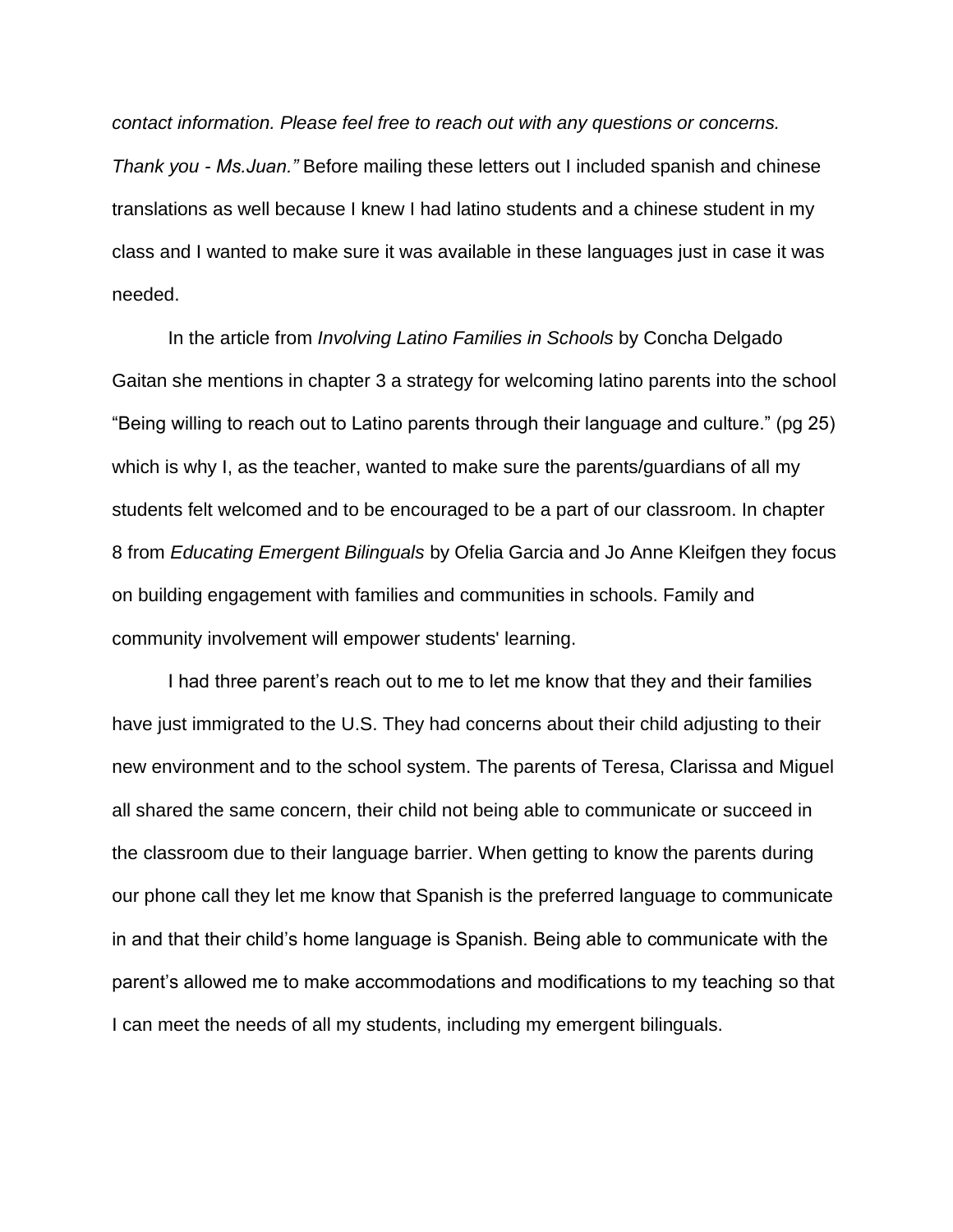*contact information. Please feel free to reach out with any questions or concerns. Thank you - Ms.Juan."* Before mailing these letters out I included spanish and chinese translations as well because I knew I had latino students and a chinese student in my class and I wanted to make sure it was available in these languages just in case it was needed.

In the article from *Involving Latino Families in Schools* by Concha Delgado Gaitan she mentions in chapter 3 a strategy for welcoming latino parents into the school "Being willing to reach out to Latino parents through their language and culture." (pg 25) which is why I, as the teacher, wanted to make sure the parents/guardians of all my students felt welcomed and to be encouraged to be a part of our classroom. In chapter 8 from *Educating Emergent Bilinguals* by Ofelia Garcia and Jo Anne Kleifgen they focus on building engagement with families and communities in schools. Family and community involvement will empower students' learning.

I had three parent's reach out to me to let me know that they and their families have just immigrated to the U.S. They had concerns about their child adjusting to their new environment and to the school system. The parents of Teresa, Clarissa and Miguel all shared the same concern, their child not being able to communicate or succeed in the classroom due to their language barrier. When getting to know the parents during our phone call they let me know that Spanish is the preferred language to communicate in and that their child's home language is Spanish. Being able to communicate with the parent's allowed me to make accommodations and modifications to my teaching so that I can meet the needs of all my students, including my emergent bilinguals.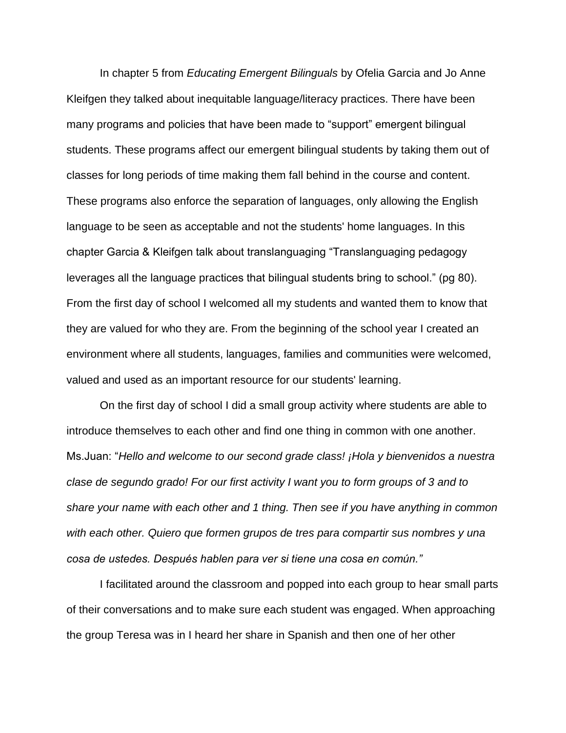In chapter 5 from *Educating Emergent Bilinguals* by Ofelia Garcia and Jo Anne Kleifgen they talked about inequitable language/literacy practices. There have been many programs and policies that have been made to "support" emergent bilingual students. These programs affect our emergent bilingual students by taking them out of classes for long periods of time making them fall behind in the course and content. These programs also enforce the separation of languages, only allowing the English language to be seen as acceptable and not the students' home languages. In this chapter Garcia & Kleifgen talk about translanguaging "Translanguaging pedagogy leverages all the language practices that bilingual students bring to school." (pg 80). From the first day of school I welcomed all my students and wanted them to know that they are valued for who they are. From the beginning of the school year I created an environment where all students, languages, families and communities were welcomed, valued and used as an important resource for our students' learning.

On the first day of school I did a small group activity where students are able to introduce themselves to each other and find one thing in common with one another. Ms.Juan: "*Hello and welcome to our second grade class! ¡Hola y bienvenidos a nuestra clase de segundo grado! For our first activity I want you to form groups of 3 and to share your name with each other and 1 thing. Then see if you have anything in common with each other. Quiero que formen grupos de tres para compartir sus nombres y una cosa de ustedes. Después hablen para ver si tiene una cosa en común."*

I facilitated around the classroom and popped into each group to hear small parts of their conversations and to make sure each student was engaged. When approaching the group Teresa was in I heard her share in Spanish and then one of her other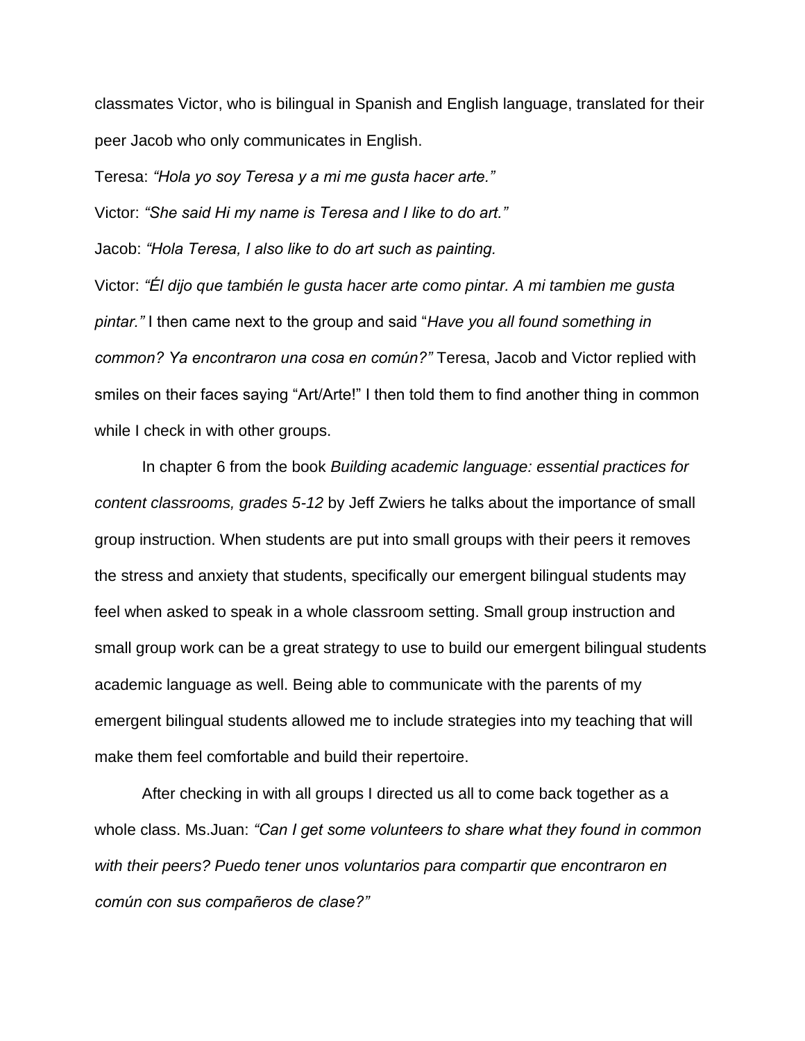classmates Victor, who is bilingual in Spanish and English language, translated for their peer Jacob who only communicates in English.

Teresa: *“Hola yo soy Teresa y a mi me gusta hacer arte.”*

Victor: *“She said Hi my name is Teresa and I like to do art.”*

Jacob: *“Hola Teresa, I also like to do art such as painting.*

Victor: *“Él dijo que también le gusta hacer arte como pintar. A mi tambien me gusta pintar.”* I then came next to the group and said “*Have you all found something in common? Ya encontraron una cosa en común?”* Teresa, Jacob and Victor replied with smiles on their faces saying “Art/Arte!” I then told them to find another thing in common while I check in with other groups.

In chapter 6 from the book *Building academic language: essential practices for content classrooms, grades 5-12* by Jeff Zwiers he talks about the importance of small group instruction. When students are put into small groups with their peers it removes the stress and anxiety that students, specifically our emergent bilingual students may feel when asked to speak in a whole classroom setting. Small group instruction and small group work can be a great strategy to use to build our emergent bilingual students academic language as well. Being able to communicate with the parents of my emergent bilingual students allowed me to include strategies into my teaching that will make them feel comfortable and build their repertoire.

After checking in with all groups I directed us all to come back together as a whole class. Ms.Juan: *“Can I get some volunteers to share what they found in common with their peers? Puedo tener unos voluntarios para compartir que encontraron en común con sus compañeros de clase?”*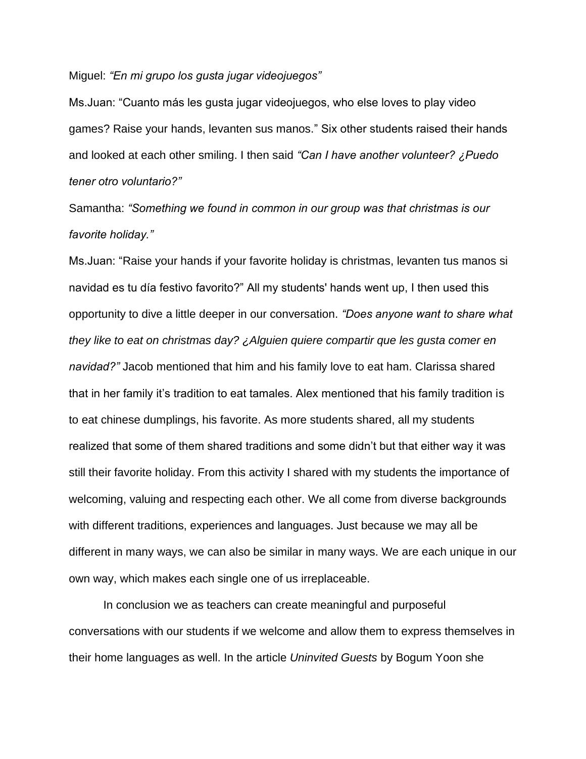Miguel: *"En mi grupo los gusta jugar videojuegos"*

Ms.Juan: "Cuanto más les gusta jugar videojuegos, who else loves to play video games? Raise your hands, levanten sus manos." Six other students raised their hands and looked at each other smiling. I then said *"Can I have another volunteer? ¿Puedo tener otro voluntario?"*

Samantha: *"Something we found in common in our group was that christmas is our favorite holiday."*

Ms.Juan: "Raise your hands if your favorite holiday is christmas, levanten tus manos si navidad es tu día festivo favorito?" All my students' hands went up, I then used this opportunity to dive a little deeper in our conversation. *"Does anyone want to share what they like to eat on christmas day? ¿Alguien quiere compartir que les gusta comer en navidad?"* Jacob mentioned that him and his family love to eat ham. Clarissa shared that in her family it's tradition to eat tamales. Alex mentioned that his family tradition is to eat chinese dumplings, his favorite. As more students shared, all my students realized that some of them shared traditions and some didn't but that either way it was still their favorite holiday. From this activity I shared with my students the importance of welcoming, valuing and respecting each other. We all come from diverse backgrounds with different traditions, experiences and languages. Just because we may all be different in many ways, we can also be similar in many ways. We are each unique in our own way, which makes each single one of us irreplaceable.

In conclusion we as teachers can create meaningful and purposeful conversations with our students if we welcome and allow them to express themselves in their home languages as well. In the article *Uninvited Guests* by Bogum Yoon she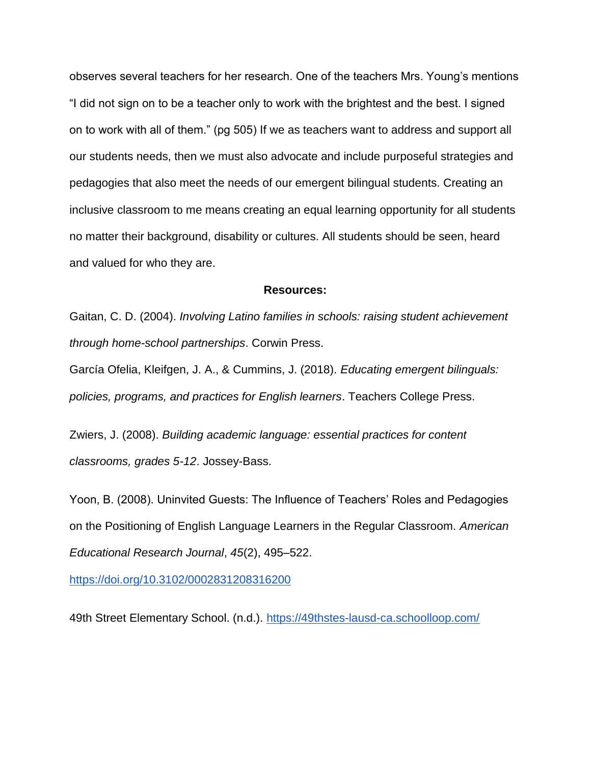observes several teachers for her research. One of the teachers Mrs. Young's mentions "I did not sign on to be a teacher only to work with the brightest and the best. I signed on to work with all of them." (pg 505) If we as teachers want to address and support all our students needs, then we must also advocate and include purposeful strategies and pedagogies that also meet the needs of our emergent bilingual students. Creating an inclusive classroom to me means creating an equal learning opportunity for all students no matter their background, disability or cultures. All students should be seen, heard and valued for who they are.

**Resources:**

Gaitan, C. D. (2004). *Involving Latino families in schools: raising student achievement through home-school partnerships*. Corwin Press.

García Ofelia, Kleifgen, J. A., & Cummins, J. (2018). *Educating emergent bilinguals: policies, programs, and practices for English learners*. Teachers College Press.

Zwiers, J. (2008). *Building academic language: essential practices for content classrooms, grades 5-12*. Jossey-Bass.

Yoon, B. (2008). Uninvited Guests: The Influence of Teachers' Roles and Pedagogies on the Positioning of English Language Learners in the Regular Classroom. *American Educational Research Journal*, *45*(2), 495–522. https://doi.org/10.3102/0002831208316200

49th Street Elementary School. (n.d.). https://49thstes-lausd-ca.schoolloop.com/